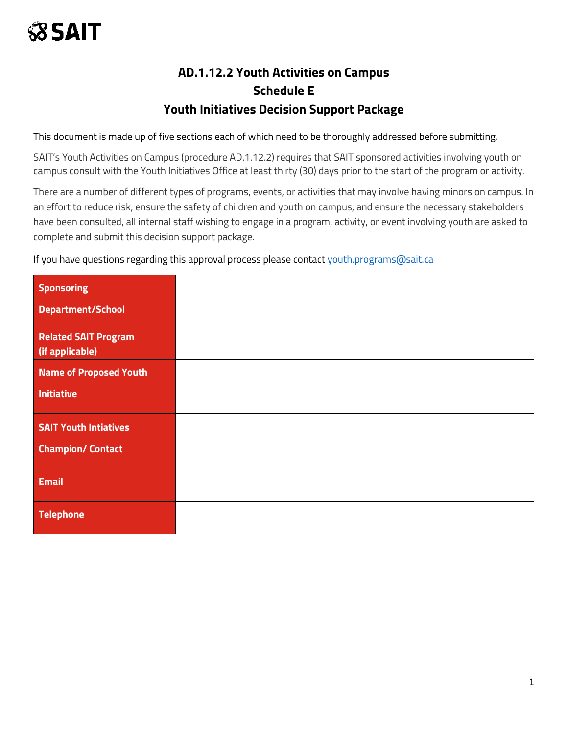# AD.1.12.2 Youth Activities on Campus
## Schedule E
## Youth Initiatives Decision Support Package

This document is made up of five sections each of which need to be thoroughly addressed before submitting.

SAIT's Youth Activities on Campus (procedure AD.1.12.2) requires that SAIT sponsored activities involving youth on campus consult with the Youth Initiatives Office at least thirty (30) days prior to the start of the program or activity.

There are a number of different types of programs, events, or activities that may involve having minors on campus. In an effort to reduce risk, ensure the safety of children and youth on campus, and ensure the necessary stakeholders have been consulted, all internal staff wishing to engage in a program, activity, or event involving youth are asked to complete and submit this decision support package.

If you have questions regarding this approval process please contact youth.programs@sait.ca

| | |
|---|---|
| **Sponsoring Department/School** | |
| **Related SAIT Program (if applicable)** | |
| **Name of Proposed Youth Initiative** | |
| **SAIT Youth Intiatives Champion/ Contact** | |
| **Email** | |
| **Telephone** | |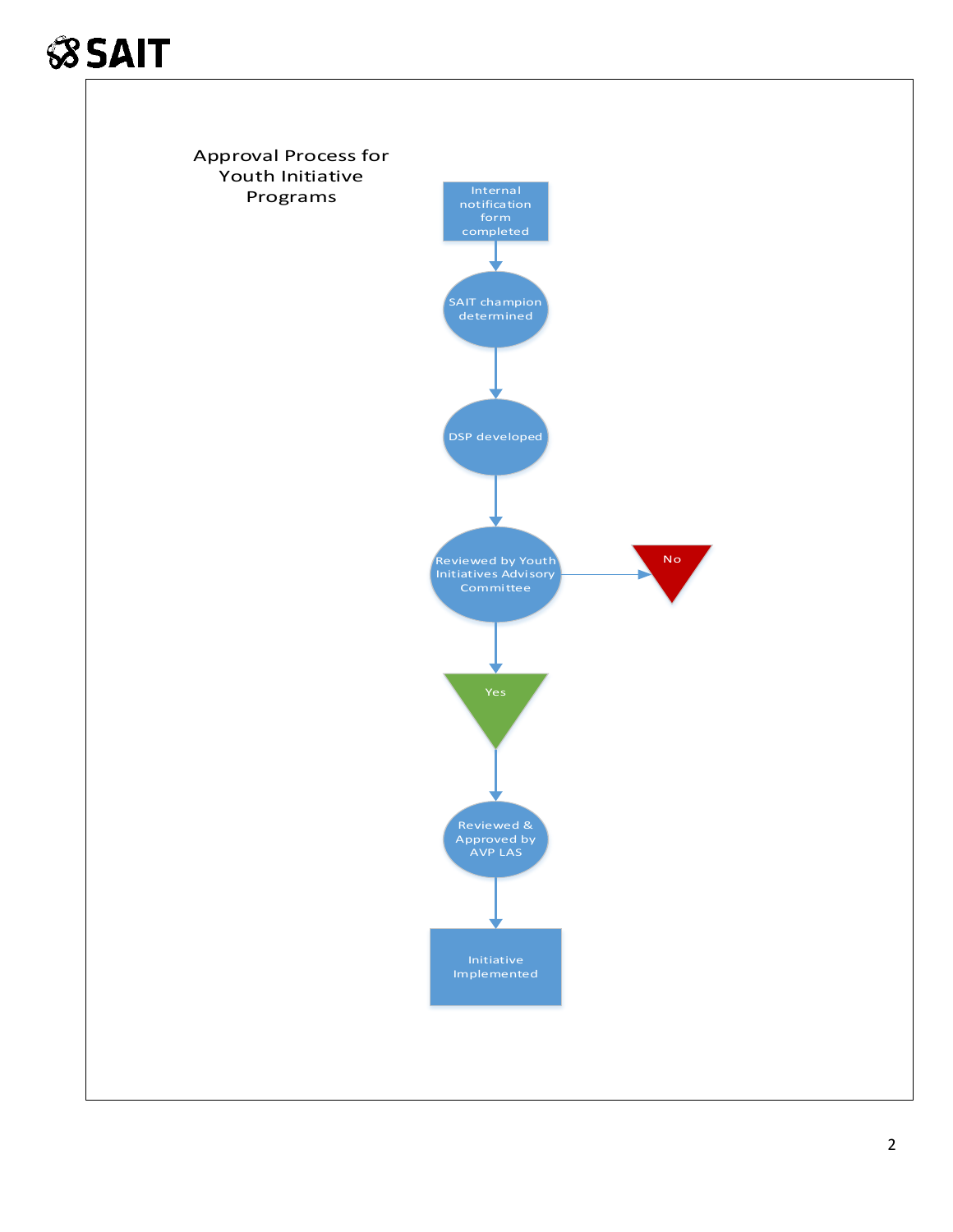# Approval Process for Youth Initiative Programs

Internal notification form completed

SAIT champion determined

DSP developed

Reviewed by Youth Initiatives Advisory Committee

No

Yes

Reviewed & Approved by AVP LAS

Initiative Implemented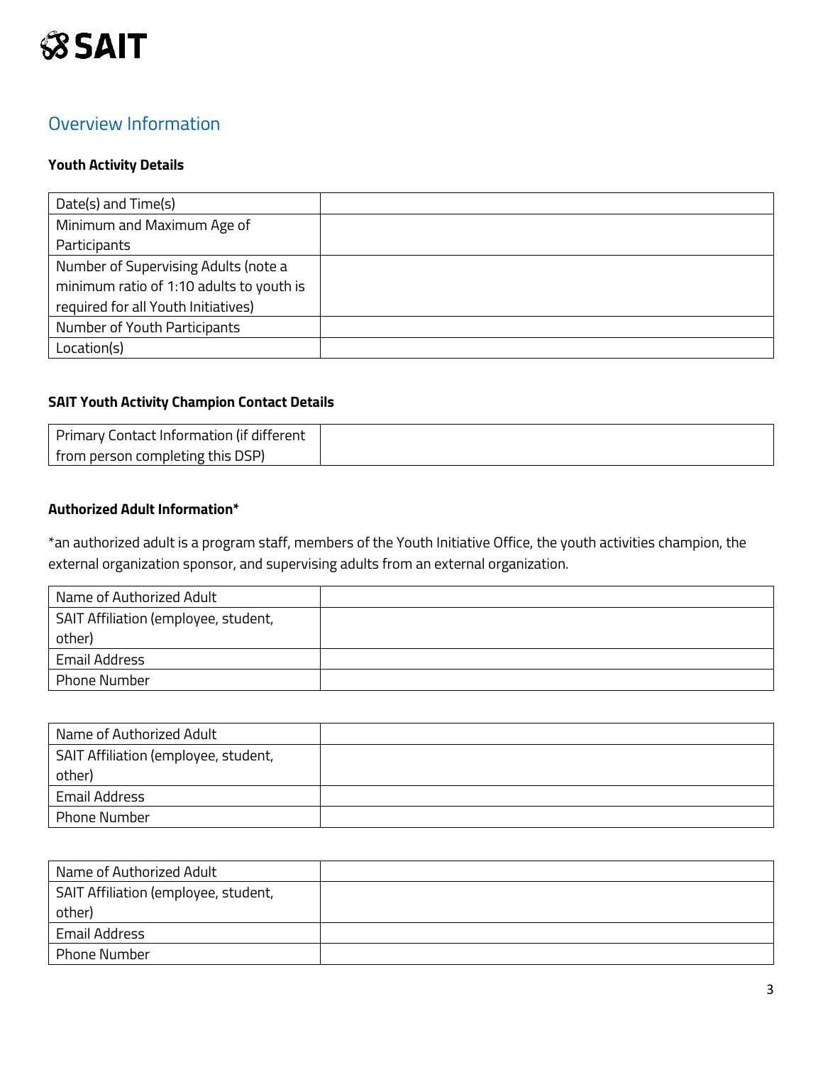## Overview Information

**Youth Activity Details**

| Date(s) and Time(s) | |
|---|---|
| Minimum and Maximum Age of Participants | |
| Number of Supervising Adults (note a minimum ratio of 1:10 adults to youth is required for all Youth Initiatives) | |
| Number of Youth Participants | |
| Location(s) | |

**SAIT Youth Activity Champion Contact Details**

| Primary Contact Information (if different from person completing this DSP) | |
|---|---|

**Authorized Adult Information***

*an authorized adult is a program staff, members of the Youth Initiative Office, the youth activities champion, the external organization sponsor, and supervising adults from an external organization.

| Name of Authorized Adult | |
|---|---|
| SAIT Affiliation (employee, student, other) | |
| Email Address | |
| Phone Number | |

| Name of Authorized Adult | |
|---|---|
| SAIT Affiliation (employee, student, other) | |
| Email Address | |
| Phone Number | |

| Name of Authorized Adult | |
|---|---|
| SAIT Affiliation (employee, student, other) | |
| Email Address | |
| Phone Number | |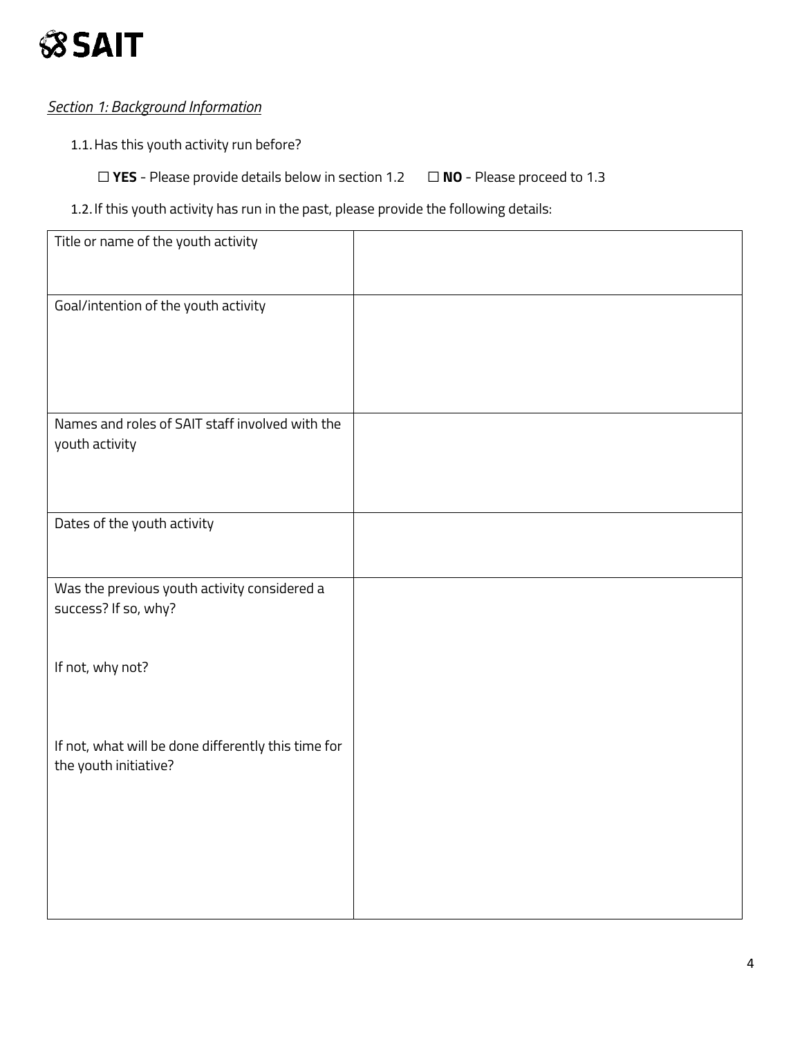## *Section 1: Background Information*

1.1. Has this youth activity run before?

☐ **YES** - Please provide details below in section 1.2 ☐ **NO** - Please proceed to 1.3

1.2. If this youth activity has run in the past, please provide the following details:

| | |
|---|---|
| Title or name of the youth activity | |
| Goal/intention of the youth activity | |
| Names and roles of SAIT staff involved with the youth activity | |
| Dates of the youth activity | |
| Was the previous youth activity considered a success? If so, why?<br><br>If not, why not?<br><br>If not, what will be done differently this time for the youth initiative? | |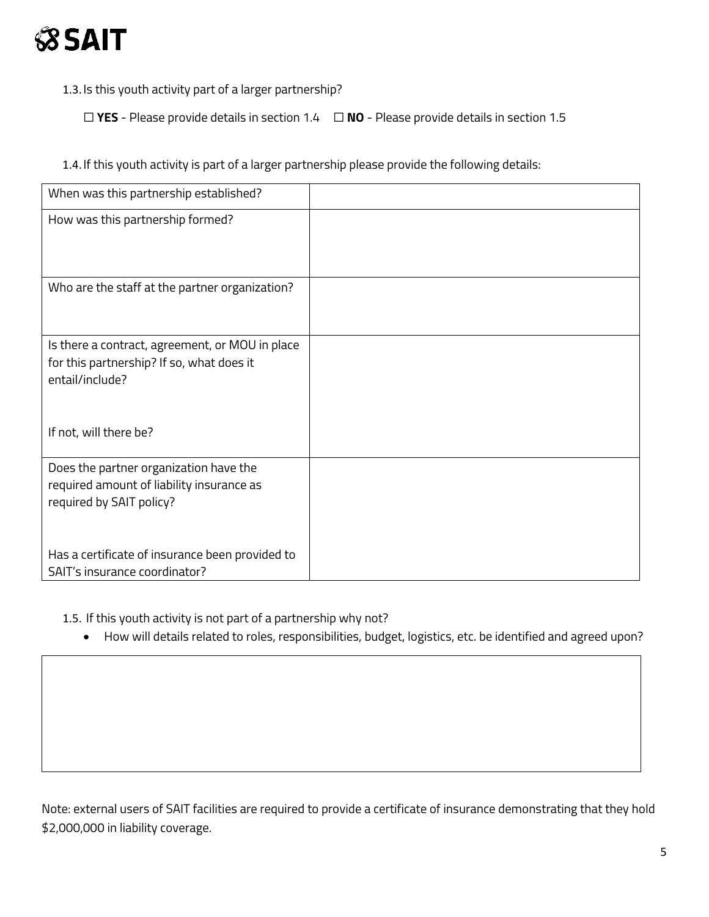1.3. Is this youth activity part of a larger partnership?

☐ **YES** - Please provide details in section 1.4 ☐ **NO** - Please provide details in section 1.5

1.4. If this youth activity is part of a larger partnership please provide the following details:

| When was this partnership established? | |
|---|---|
| How was this partnership formed? | |
| Who are the staff at the partner organization? | |
| Is there a contract, agreement, or MOU in place for this partnership? If so, what does it entail/include?<br><br>If not, will there be? | |
| Does the partner organization have the required amount of liability insurance as required by SAIT policy?<br><br>Has a certificate of insurance been provided to SAIT's insurance coordinator? | |

1.5. If this youth activity is not part of a partnership why not?

- How will details related to roles, responsibilities, budget, logistics, etc. be identified and agreed upon?

| |
|---|
| |

Note: external users of SAIT facilities are required to provide a certificate of insurance demonstrating that they hold $2,000,000 in liability coverage.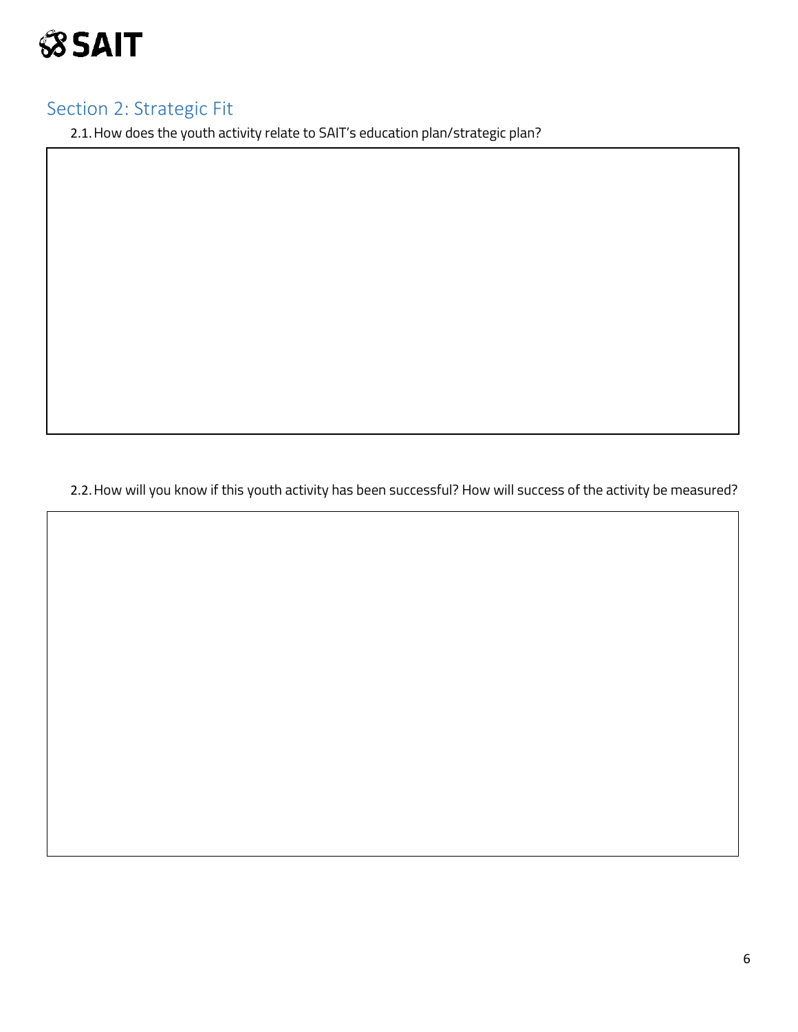## Section 2: Strategic Fit

2.1. How does the youth activity relate to SAIT's education plan/strategic plan?

2.2. How will you know if this youth activity has been successful? How will success of the activity be measured?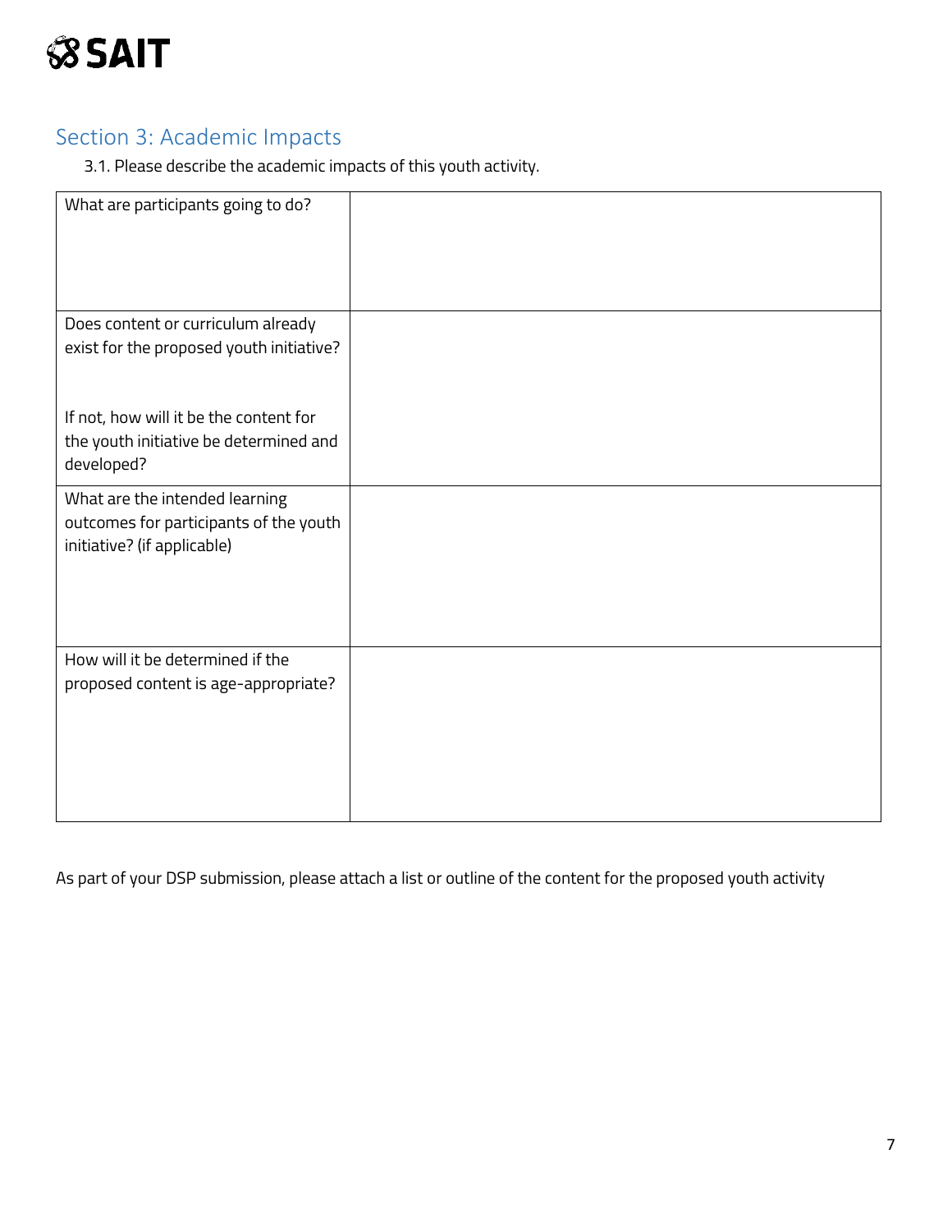## Section 3: Academic Impacts

3.1. Please describe the academic impacts of this youth activity.

| | |
|---|---|
| What are participants going to do? | |
| Does content or curriculum already exist for the proposed youth initiative?<br><br>If not, how will it be the content for the youth initiative be determined and developed? | |
| What are the intended learning outcomes for participants of the youth initiative? (if applicable) | |
| How will it be determined if the proposed content is age-appropriate? | |

As part of your DSP submission, please attach a list or outline of the content for the proposed youth activity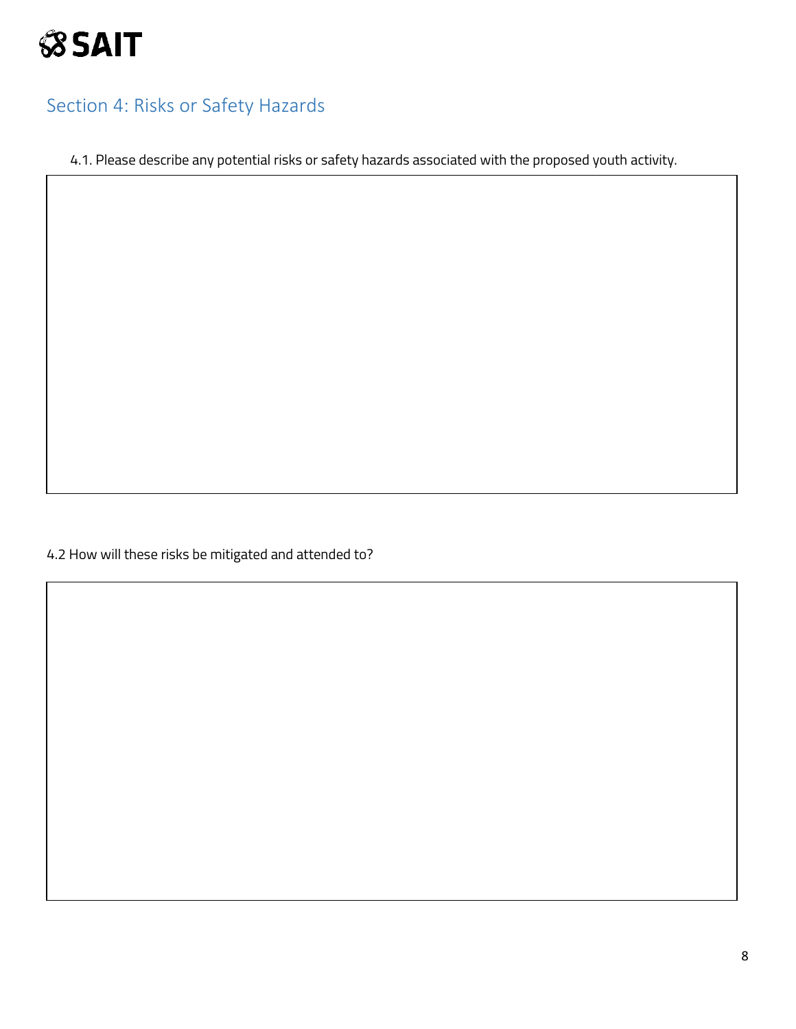## Section 4: Risks or Safety Hazards

4.1. Please describe any potential risks or safety hazards associated with the proposed youth activity.

4.2 How will these risks be mitigated and attended to?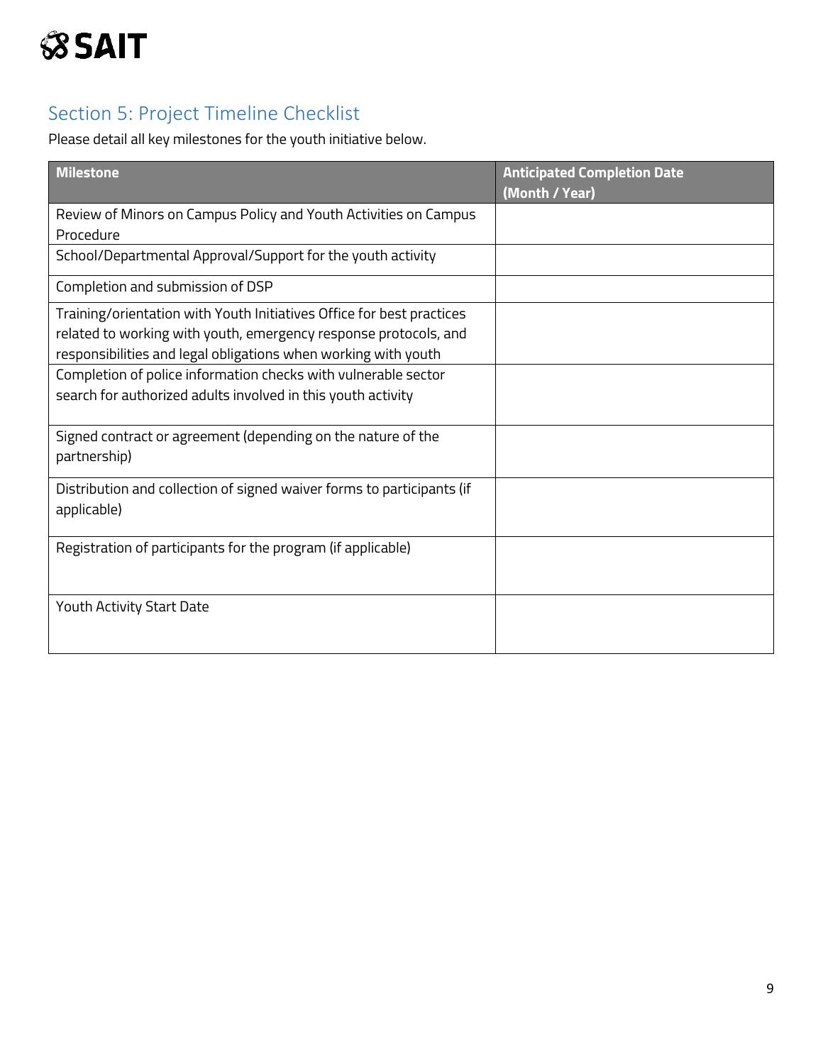## Section 5: Project Timeline Checklist

Please detail all key milestones for the youth initiative below.

| Milestone | Anticipated Completion Date (Month / Year) |
| --- | --- |
| Review of Minors on Campus Policy and Youth Activities on Campus Procedure | |
| School/Departmental Approval/Support for the youth activity | |
| Completion and submission of DSP | |
| Training/orientation with Youth Initiatives Office for best practices related to working with youth, emergency response protocols, and responsibilities and legal obligations when working with youth | |
| Completion of police information checks with vulnerable sector search for authorized adults involved in this youth activity | |
| Signed contract or agreement (depending on the nature of the partnership) | |
| Distribution and collection of signed waiver forms to participants (if applicable) | |
| Registration of participants for the program (if applicable) | |
| Youth Activity Start Date | |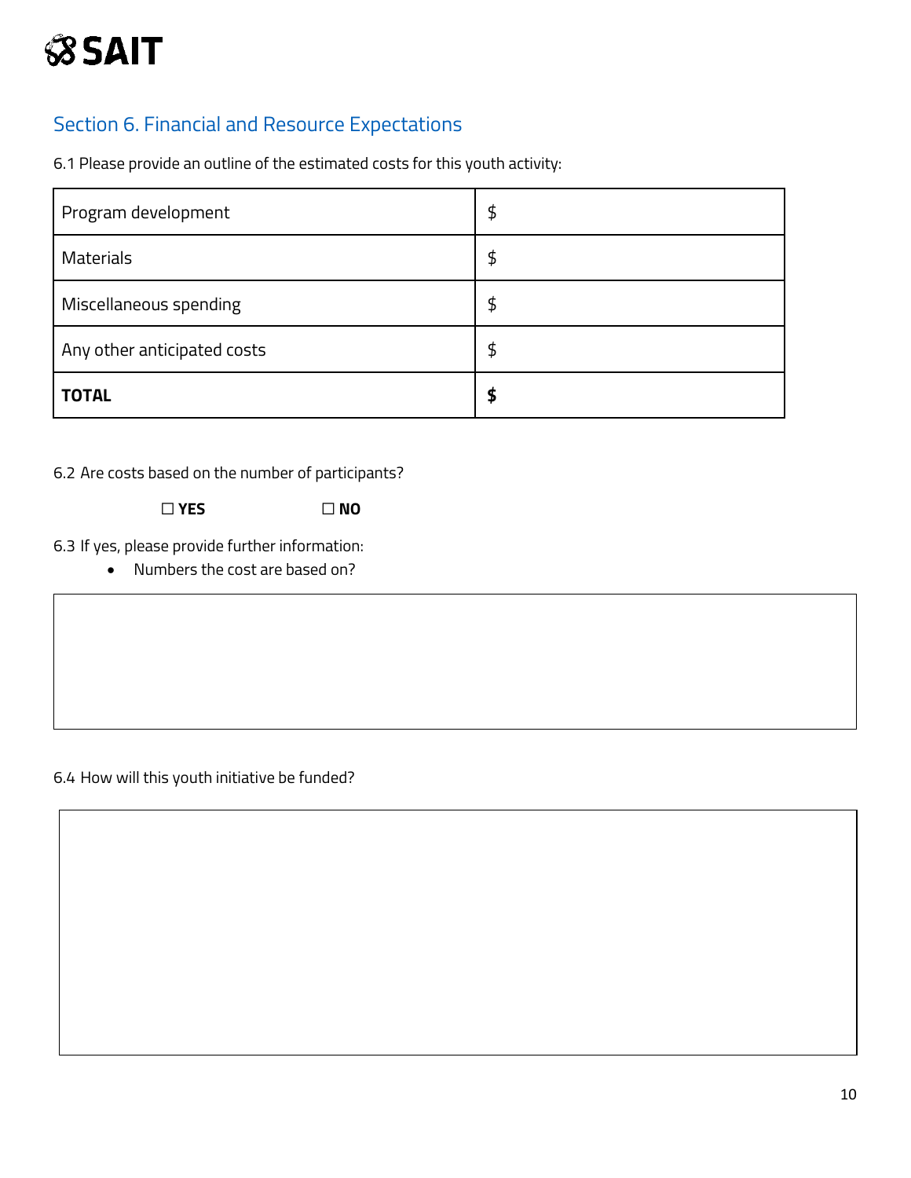## Section 6. Financial and Resource Expectations

6.1 Please provide an outline of the estimated costs for this youth activity:

| | |
|---|---|
| Program development | $ |
| Materials | $ |
| Miscellaneous spending | $ |
| Any other anticipated costs | $ |
| **TOTAL** | **$** |

6.2 Are costs based on the number of participants?

☐ **YES** ☐ **NO**

6.3 If yes, please provide further information:

- Numbers the cost are based on?

6.4 How will this youth initiative be funded?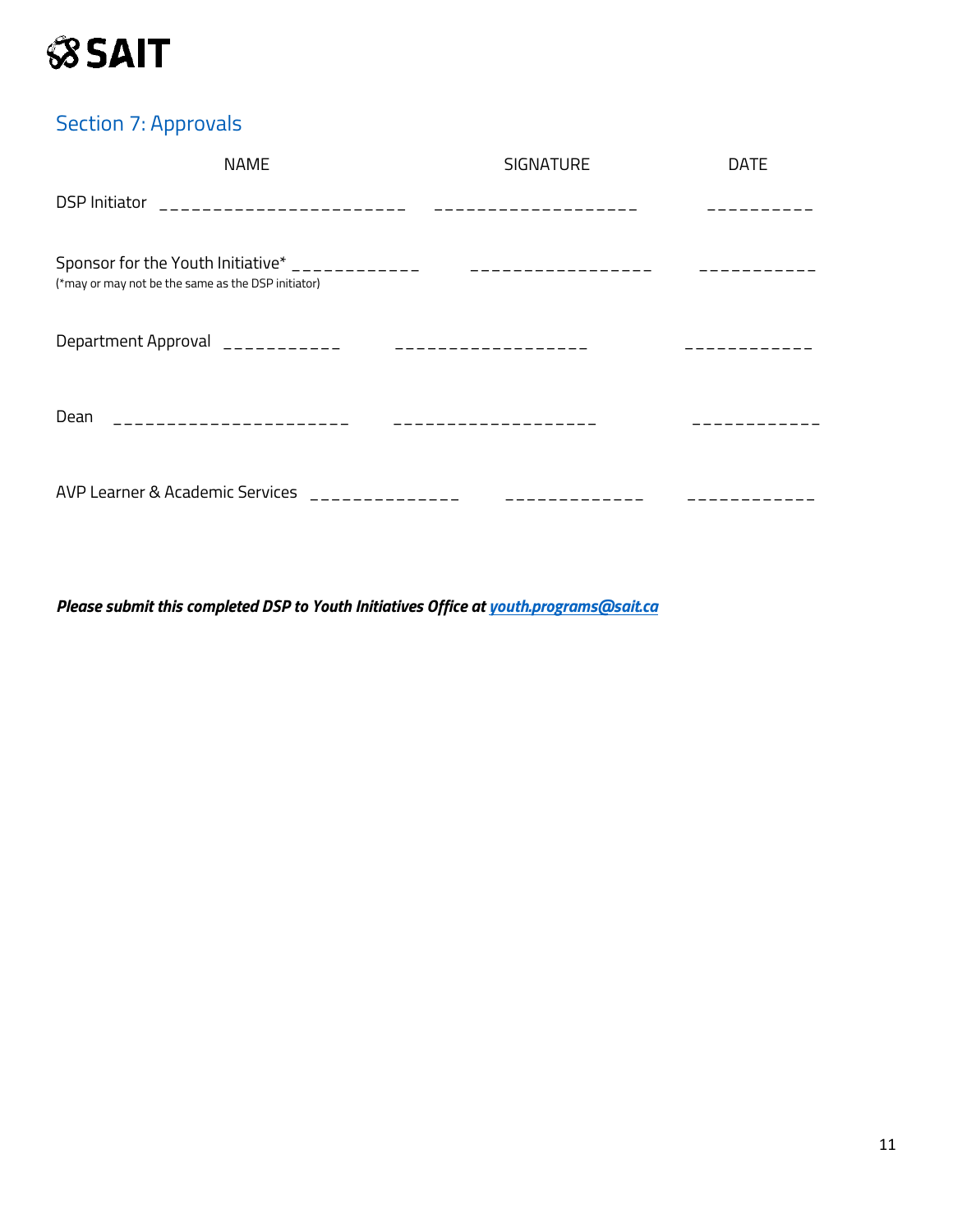## Section 7: Approvals

| | NAME | SIGNATURE | DATE |
|---|---|---|---|
| DSP Initiator | ________________________ | ____________________ | __________ |
| Sponsor for the Youth Initiative* (*may or may not be the same as the DSP initiator) | ____________ | __________________ | ___________ |
| Department Approval | ___________ | ___________________ | ____________ |
| Dean | _______________________ | ____________________ | ____________ |
| AVP Learner & Academic Services | ______________ | ______________ | ____________ |

***Please submit this completed DSP to Youth Initiatives Office at youth.programs@sait.ca***